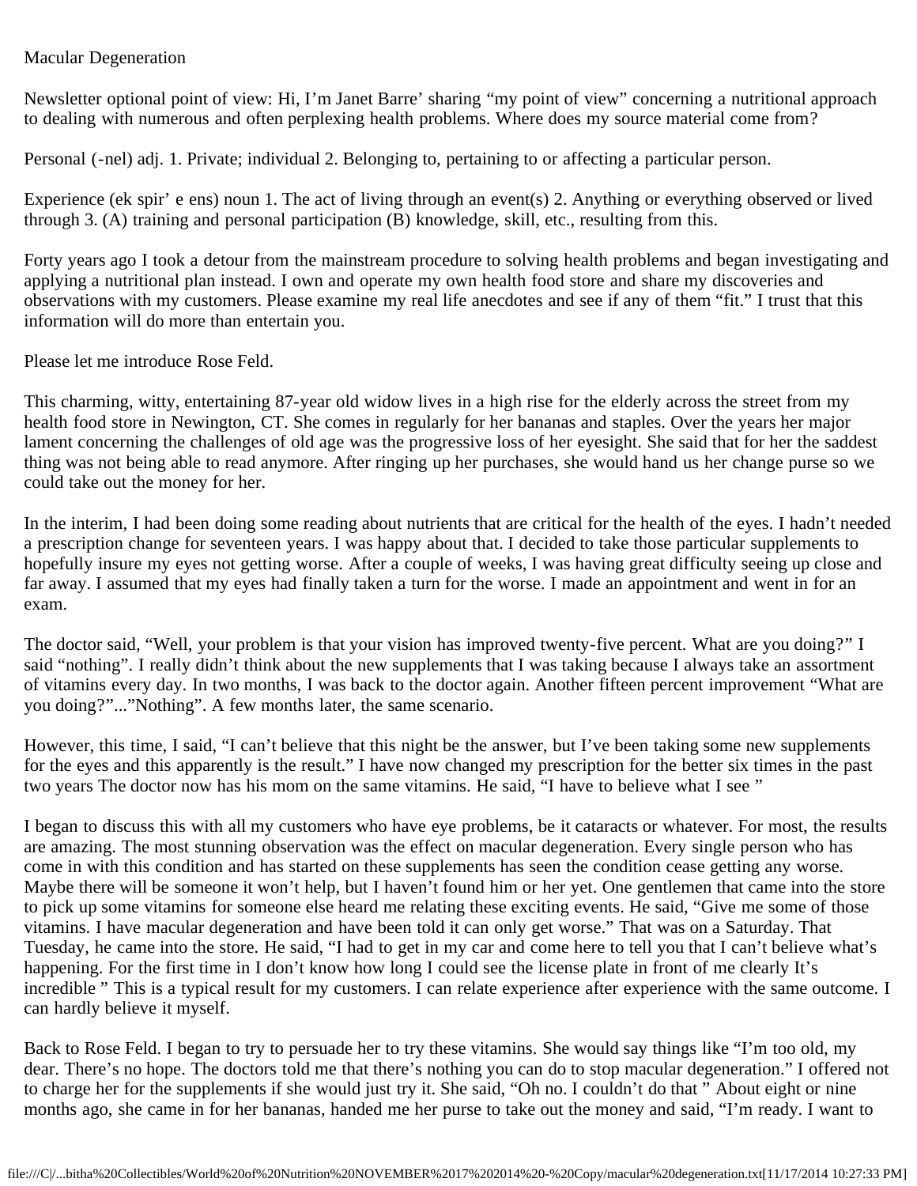Macular Degeneration

Newsletter optional point of view: Hi, I'm Janet Barre' sharing "my point of view" concerning a nutritional approach to dealing with numerous and often perplexing health problems. Where does my source material come from?

Personal (-nel) adj. 1. Private; individual 2. Belonging to, pertaining to or affecting a particular person.

Experience (ek spir' e ens) noun 1. The act of living through an event(s) 2. Anything or everything observed or lived through 3. (A) training and personal participation (B) knowledge, skill, etc., resulting from this.

Forty years ago I took a detour from the mainstream procedure to solving health problems and began investigating and applying a nutritional plan instead. I own and operate my own health food store and share my discoveries and observations with my customers. Please examine my real life anecdotes and see if any of them "fit." I trust that this information will do more than entertain you.

Please let me introduce Rose Feld.

This charming, witty, entertaining 87-year old widow lives in a high rise for the elderly across the street from my health food store in Newington, CT. She comes in regularly for her bananas and staples. Over the years her major lament concerning the challenges of old age was the progressive loss of her eyesight. She said that for her the saddest thing was not being able to read anymore. After ringing up her purchases, she would hand us her change purse so we could take out the money for her.

In the interim, I had been doing some reading about nutrients that are critical for the health of the eyes. I hadn't needed a prescription change for seventeen years. I was happy about that. I decided to take those particular supplements to hopefully insure my eyes not getting worse. After a couple of weeks, I was having great difficulty seeing up close and far away. I assumed that my eyes had finally taken a turn for the worse. I made an appointment and went in for an exam.

The doctor said, "Well, your problem is that your vision has improved twenty-five percent. What are you doing?" I said "nothing". I really didn't think about the new supplements that I was taking because I always take an assortment of vitamins every day. In two months, I was back to the doctor again. Another fifteen percent improvement "What are you doing?"..."Nothing". A few months later, the same scenario.

However, this time, I said, "I can't believe that this night be the answer, but I've been taking some new supplements for the eyes and this apparently is the result." I have now changed my prescription for the better six times in the past two years The doctor now has his mom on the same vitamins. He said, "I have to believe what I see "

I began to discuss this with all my customers who have eye problems, be it cataracts or whatever. For most, the results are amazing. The most stunning observation was the effect on macular degeneration. Every single person who has come in with this condition and has started on these supplements has seen the condition cease getting any worse. Maybe there will be someone it won't help, but I haven't found him or her yet. One gentlemen that came into the store to pick up some vitamins for someone else heard me relating these exciting events. He said, "Give me some of those vitamins. I have macular degeneration and have been told it can only get worse." That was on a Saturday. That Tuesday, he came into the store. He said, "I had to get in my car and come here to tell you that I can't believe what's happening. For the first time in I don't know how long I could see the license plate in front of me clearly It's incredible " This is a typical result for my customers. I can relate experience after experience with the same outcome. I can hardly believe it myself.

Back to Rose Feld. I began to try to persuade her to try these vitamins. She would say things like "I'm too old, my dear. There's no hope. The doctors told me that there's nothing you can do to stop macular degeneration." I offered not to charge her for the supplements if she would just try it. She said, "Oh no. I couldn't do that " About eight or nine months ago, she came in for her bananas, handed me her purse to take out the money and said, "I'm ready. I want to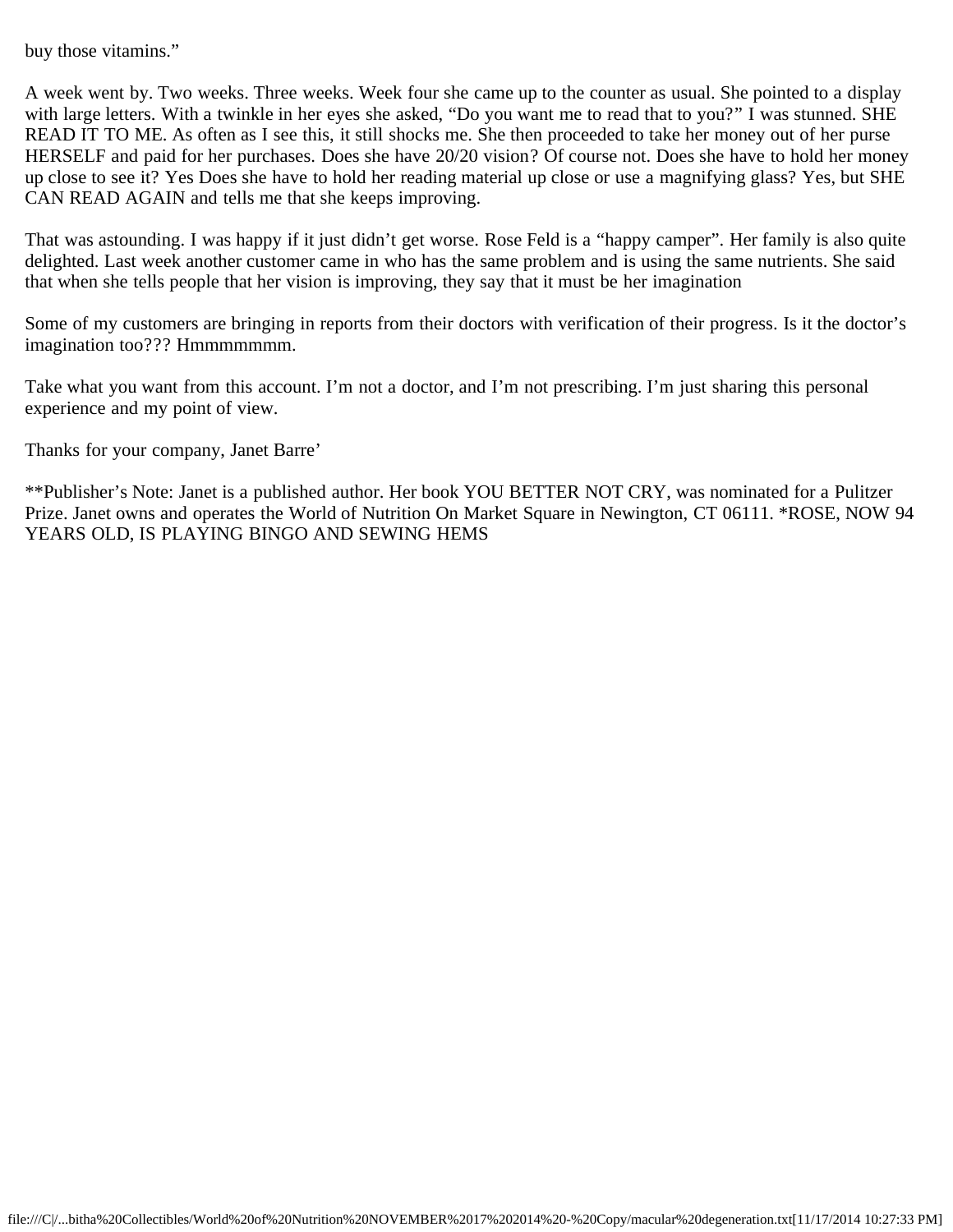buy those vitamins."

A week went by. Two weeks. Three weeks. Week four she came up to the counter as usual. She pointed to a display with large letters. With a twinkle in her eyes she asked, "Do you want me to read that to you?" I was stunned. SHE READ IT TO ME. As often as I see this, it still shocks me. She then proceeded to take her money out of her purse HERSELF and paid for her purchases. Does she have 20/20 vision? Of course not. Does she have to hold her money up close to see it? Yes Does she have to hold her reading material up close or use a magnifying glass? Yes, but SHE CAN READ AGAIN and tells me that she keeps improving.

That was astounding. I was happy if it just didn't get worse. Rose Feld is a "happy camper". Her family is also quite delighted. Last week another customer came in who has the same problem and is using the same nutrients. She said that when she tells people that her vision is improving, they say that it must be her imagination

Some of my customers are bringing in reports from their doctors with verification of their progress. Is it the doctor's imagination too??? Hmmmmmmm.

Take what you want from this account. I'm not a doctor, and I'm not prescribing. I'm just sharing this personal experience and my point of view.

Thanks for your company, Janet Barre'

**Publisher's Note: Janet is a published author. Her book YOU BETTER NOT CRY, was nominated for a Pulitzer Prize. Janet owns and operates the World of Nutrition On Market Square in Newington, CT 06111. *ROSE, NOW 94 YEARS OLD, IS PLAYING BINGO AND SEWING HEMS